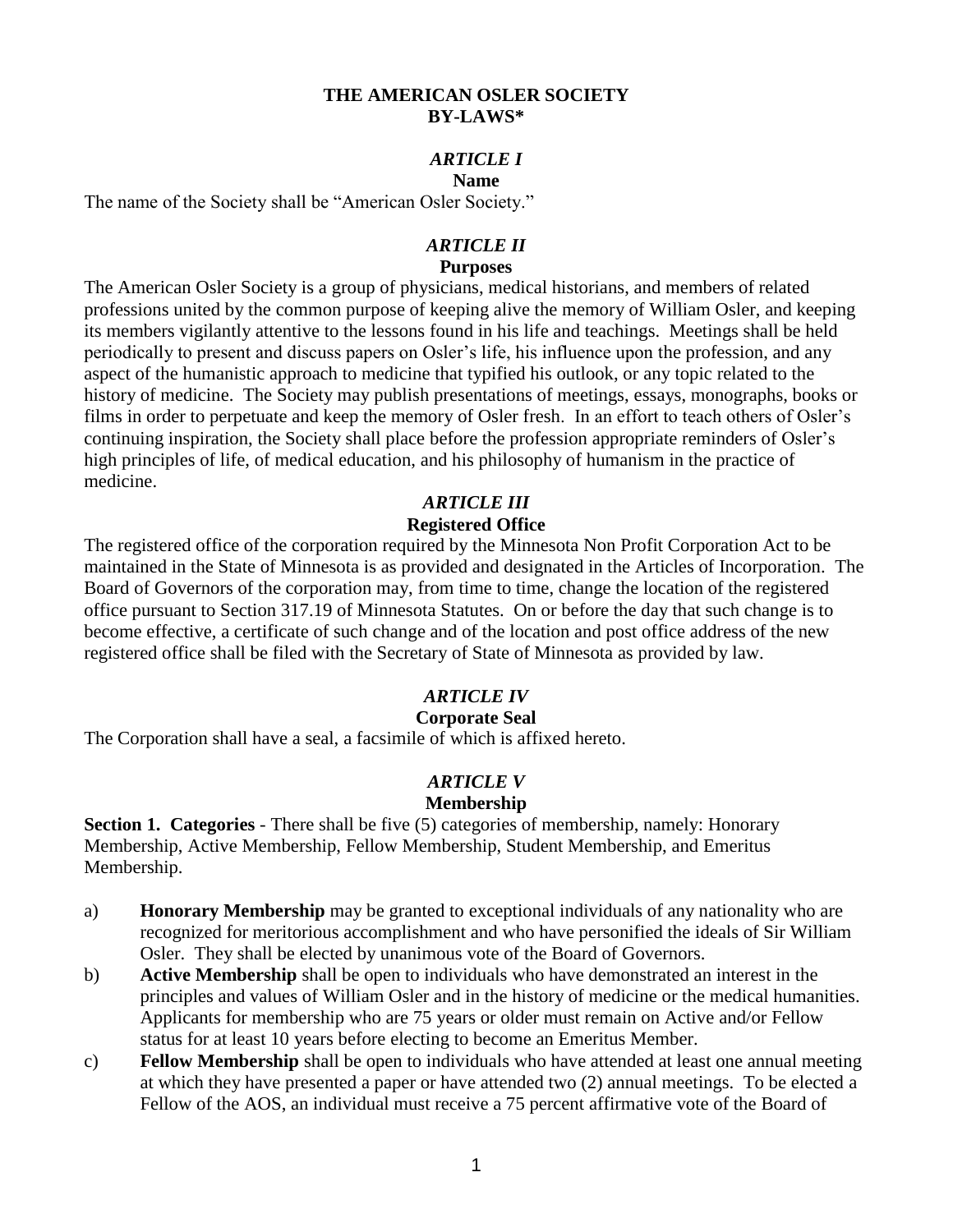# THE AMERICAN OSLER SOCIETY BY-LAWS*

## *ARTICLE I*

### Name

The name of the Society shall be "American Osler Society."

## *ARTICLE II*

### Purposes

The American Osler Society is a group of physicians, medical historians, and members of related professions united by the common purpose of keeping alive the memory of William Osler, and keeping its members vigilantly attentive to the lessons found in his life and teachings. Meetings shall be held periodically to present and discuss papers on Osler's life, his influence upon the profession, and any aspect of the humanistic approach to medicine that typified his outlook, or any topic related to the history of medicine. The Society may publish presentations of meetings, essays, monographs, books or films in order to perpetuate and keep the memory of Osler fresh. In an effort to teach others of Osler's continuing inspiration, the Society shall place before the profession appropriate reminders of Osler's high principles of life, of medical education, and his philosophy of humanism in the practice of medicine.

## *ARTICLE III*

### Registered Office

The registered office of the corporation required by the Minnesota Non Profit Corporation Act to be maintained in the State of Minnesota is as provided and designated in the Articles of Incorporation. The Board of Governors of the corporation may, from time to time, change the location of the registered office pursuant to Section 317.19 of Minnesota Statutes. On or before the day that such change is to become effective, a certificate of such change and of the location and post office address of the new registered office shall be filed with the Secretary of State of Minnesota as provided by law.

## *ARTICLE IV*

### Corporate Seal

The Corporation shall have a seal, a facsimile of which is affixed hereto.

## *ARTICLE V*

### Membership

**Section 1. Categories** - There shall be five (5) categories of membership, namely: Honorary Membership, Active Membership, Fellow Membership, Student Membership, and Emeritus Membership.

a) **Honorary Membership** may be granted to exceptional individuals of any nationality who are recognized for meritorious accomplishment and who have personified the ideals of Sir William Osler. They shall be elected by unanimous vote of the Board of Governors.

b) **Active Membership** shall be open to individuals who have demonstrated an interest in the principles and values of William Osler and in the history of medicine or the medical humanities. Applicants for membership who are 75 years or older must remain on Active and/or Fellow status for at least 10 years before electing to become an Emeritus Member.

c) **Fellow Membership** shall be open to individuals who have attended at least one annual meeting at which they have presented a paper or have attended two (2) annual meetings. To be elected a Fellow of the AOS, an individual must receive a 75 percent affirmative vote of the Board of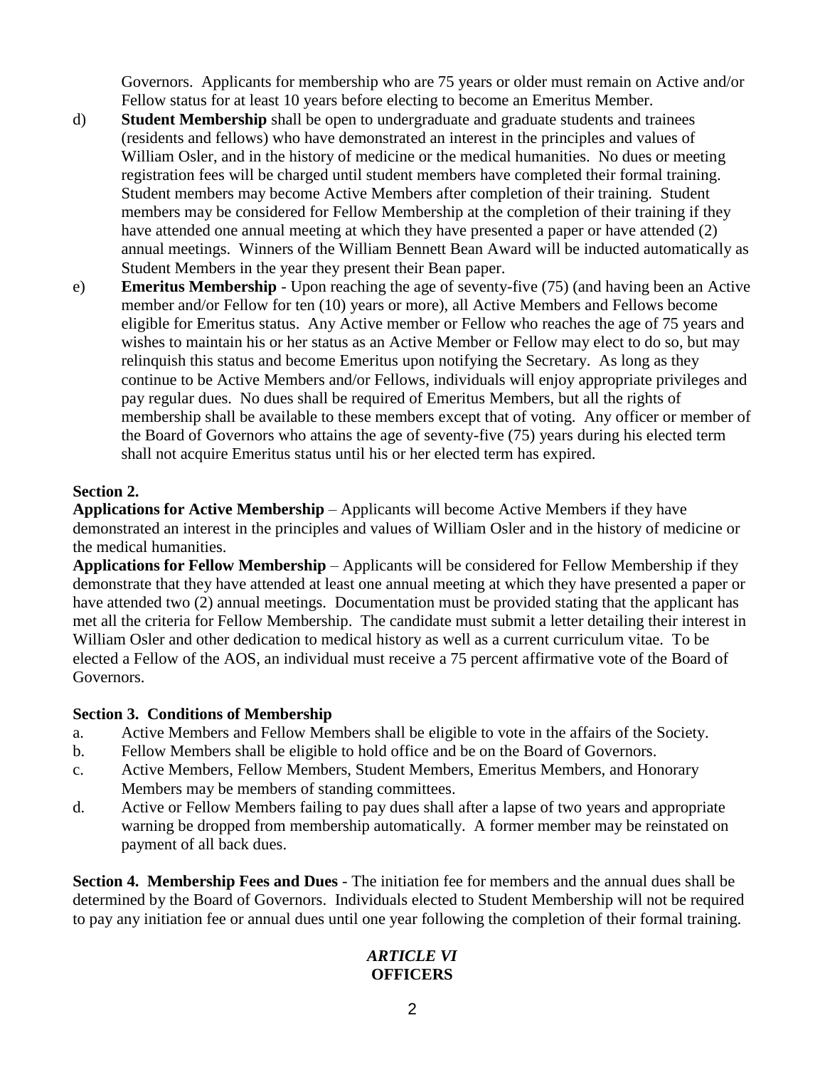Governors. Applicants for membership who are 75 years or older must remain on Active and/or Fellow status for at least 10 years before electing to become an Emeritus Member.

d) **Student Membership** shall be open to undergraduate and graduate students and trainees (residents and fellows) who have demonstrated an interest in the principles and values of William Osler, and in the history of medicine or the medical humanities. No dues or meeting registration fees will be charged until student members have completed their formal training. Student members may become Active Members after completion of their training. Student members may be considered for Fellow Membership at the completion of their training if they have attended one annual meeting at which they have presented a paper or have attended (2) annual meetings. Winners of the William Bennett Bean Award will be inducted automatically as Student Members in the year they present their Bean paper.

e) **Emeritus Membership** - Upon reaching the age of seventy-five (75) (and having been an Active member and/or Fellow for ten (10) years or more), all Active Members and Fellows become eligible for Emeritus status. Any Active member or Fellow who reaches the age of 75 years and wishes to maintain his or her status as an Active Member or Fellow may elect to do so, but may relinquish this status and become Emeritus upon notifying the Secretary. As long as they continue to be Active Members and/or Fellows, individuals will enjoy appropriate privileges and pay regular dues. No dues shall be required of Emeritus Members, but all the rights of membership shall be available to these members except that of voting. Any officer or member of the Board of Governors who attains the age of seventy-five (75) years during his elected term shall not acquire Emeritus status until his or her elected term has expired.

**Section 2.**

**Applications for Active Membership** – Applicants will become Active Members if they have demonstrated an interest in the principles and values of William Osler and in the history of medicine or the medical humanities.

**Applications for Fellow Membership** – Applicants will be considered for Fellow Membership if they demonstrate that they have attended at least one annual meeting at which they have presented a paper or have attended two (2) annual meetings. Documentation must be provided stating that the applicant has met all the criteria for Fellow Membership. The candidate must submit a letter detailing their interest in William Osler and other dedication to medical history as well as a current curriculum vitae. To be elected a Fellow of the AOS, an individual must receive a 75 percent affirmative vote of the Board of Governors.

**Section 3. Conditions of Membership**

a. Active Members and Fellow Members shall be eligible to vote in the affairs of the Society.
b. Fellow Members shall be eligible to hold office and be on the Board of Governors.
c. Active Members, Fellow Members, Student Members, Emeritus Members, and Honorary Members may be members of standing committees.
d. Active or Fellow Members failing to pay dues shall after a lapse of two years and appropriate warning be dropped from membership automatically. A former member may be reinstated on payment of all back dues.

**Section 4. Membership Fees and Dues** - The initiation fee for members and the annual dues shall be determined by the Board of Governors. Individuals elected to Student Membership will not be required to pay any initiation fee or annual dues until one year following the completion of their formal training.

## *ARTICLE VI*
## **OFFICERS**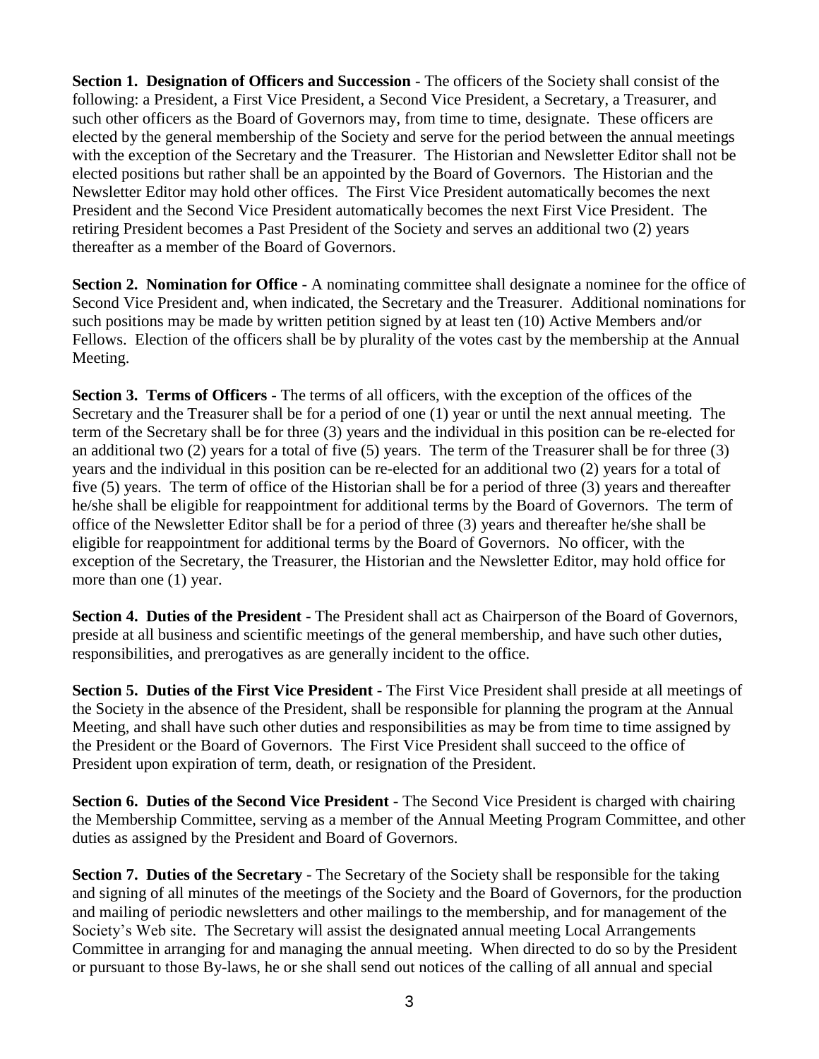**Section 1. Designation of Officers and Succession** - The officers of the Society shall consist of the following: a President, a First Vice President, a Second Vice President, a Secretary, a Treasurer, and such other officers as the Board of Governors may, from time to time, designate. These officers are elected by the general membership of the Society and serve for the period between the annual meetings with the exception of the Secretary and the Treasurer. The Historian and Newsletter Editor shall not be elected positions but rather shall be an appointed by the Board of Governors. The Historian and the Newsletter Editor may hold other offices. The First Vice President automatically becomes the next President and the Second Vice President automatically becomes the next First Vice President. The retiring President becomes a Past President of the Society and serves an additional two (2) years thereafter as a member of the Board of Governors.

**Section 2. Nomination for Office** - A nominating committee shall designate a nominee for the office of Second Vice President and, when indicated, the Secretary and the Treasurer. Additional nominations for such positions may be made by written petition signed by at least ten (10) Active Members and/or Fellows. Election of the officers shall be by plurality of the votes cast by the membership at the Annual Meeting.

**Section 3. Terms of Officers** - The terms of all officers, with the exception of the offices of the Secretary and the Treasurer shall be for a period of one (1) year or until the next annual meeting. The term of the Secretary shall be for three (3) years and the individual in this position can be re-elected for an additional two (2) years for a total of five (5) years. The term of the Treasurer shall be for three (3) years and the individual in this position can be re-elected for an additional two (2) years for a total of five (5) years. The term of office of the Historian shall be for a period of three (3) years and thereafter he/she shall be eligible for reappointment for additional terms by the Board of Governors. The term of office of the Newsletter Editor shall be for a period of three (3) years and thereafter he/she shall be eligible for reappointment for additional terms by the Board of Governors. No officer, with the exception of the Secretary, the Treasurer, the Historian and the Newsletter Editor, may hold office for more than one (1) year.

**Section 4. Duties of the President** - The President shall act as Chairperson of the Board of Governors, preside at all business and scientific meetings of the general membership, and have such other duties, responsibilities, and prerogatives as are generally incident to the office.

**Section 5. Duties of the First Vice President** - The First Vice President shall preside at all meetings of the Society in the absence of the President, shall be responsible for planning the program at the Annual Meeting, and shall have such other duties and responsibilities as may be from time to time assigned by the President or the Board of Governors. The First Vice President shall succeed to the office of President upon expiration of term, death, or resignation of the President.

**Section 6. Duties of the Second Vice President** - The Second Vice President is charged with chairing the Membership Committee, serving as a member of the Annual Meeting Program Committee, and other duties as assigned by the President and Board of Governors.

**Section 7. Duties of the Secretary** - The Secretary of the Society shall be responsible for the taking and signing of all minutes of the meetings of the Society and the Board of Governors, for the production and mailing of periodic newsletters and other mailings to the membership, and for management of the Society's Web site. The Secretary will assist the designated annual meeting Local Arrangements Committee in arranging for and managing the annual meeting. When directed to do so by the President or pursuant to those By-laws, he or she shall send out notices of the calling of all annual and special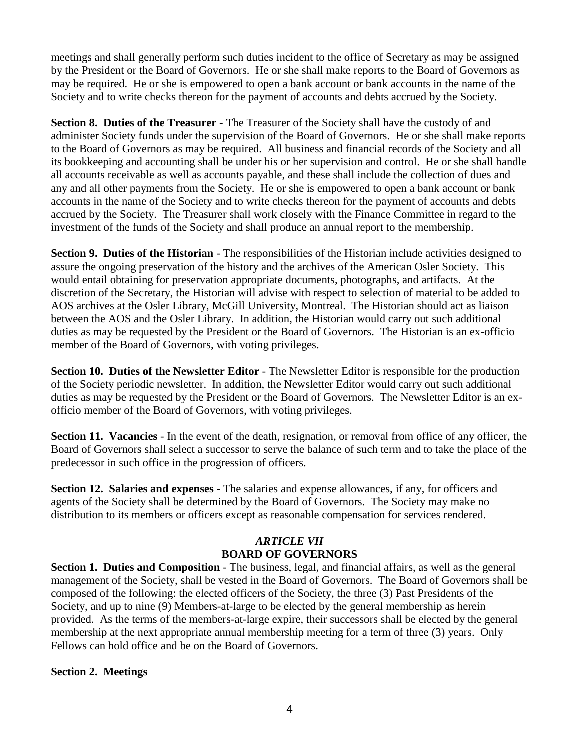meetings and shall generally perform such duties incident to the office of Secretary as may be assigned by the President or the Board of Governors. He or she shall make reports to the Board of Governors as may be required. He or she is empowered to open a bank account or bank accounts in the name of the Society and to write checks thereon for the payment of accounts and debts accrued by the Society.

**Section 8. Duties of the Treasurer** - The Treasurer of the Society shall have the custody of and administer Society funds under the supervision of the Board of Governors. He or she shall make reports to the Board of Governors as may be required. All business and financial records of the Society and all its bookkeeping and accounting shall be under his or her supervision and control. He or she shall handle all accounts receivable as well as accounts payable, and these shall include the collection of dues and any and all other payments from the Society. He or she is empowered to open a bank account or bank accounts in the name of the Society and to write checks thereon for the payment of accounts and debts accrued by the Society. The Treasurer shall work closely with the Finance Committee in regard to the investment of the funds of the Society and shall produce an annual report to the membership.

**Section 9. Duties of the Historian** - The responsibilities of the Historian include activities designed to assure the ongoing preservation of the history and the archives of the American Osler Society. This would entail obtaining for preservation appropriate documents, photographs, and artifacts. At the discretion of the Secretary, the Historian will advise with respect to selection of material to be added to AOS archives at the Osler Library, McGill University, Montreal. The Historian should act as liaison between the AOS and the Osler Library. In addition, the Historian would carry out such additional duties as may be requested by the President or the Board of Governors. The Historian is an ex-officio member of the Board of Governors, with voting privileges.

**Section 10. Duties of the Newsletter Editor** - The Newsletter Editor is responsible for the production of the Society periodic newsletter. In addition, the Newsletter Editor would carry out such additional duties as may be requested by the President or the Board of Governors. The Newsletter Editor is an ex-officio member of the Board of Governors, with voting privileges.

**Section 11. Vacancies** - In the event of the death, resignation, or removal from office of any officer, the Board of Governors shall select a successor to serve the balance of such term and to take the place of the predecessor in such office in the progression of officers.

**Section 12. Salaries and expenses** - The salaries and expense allowances, if any, for officers and agents of the Society shall be determined by the Board of Governors. The Society may make no distribution to its members or officers except as reasonable compensation for services rendered.

## *ARTICLE VII*
## BOARD OF GOVERNORS

**Section 1. Duties and Composition** - The business, legal, and financial affairs, as well as the general management of the Society, shall be vested in the Board of Governors. The Board of Governors shall be composed of the following: the elected officers of the Society, the three (3) Past Presidents of the Society, and up to nine (9) Members-at-large to be elected by the general membership as herein provided. As the terms of the members-at-large expire, their successors shall be elected by the general membership at the next appropriate annual membership meeting for a term of three (3) years. Only Fellows can hold office and be on the Board of Governors.

**Section 2. Meetings**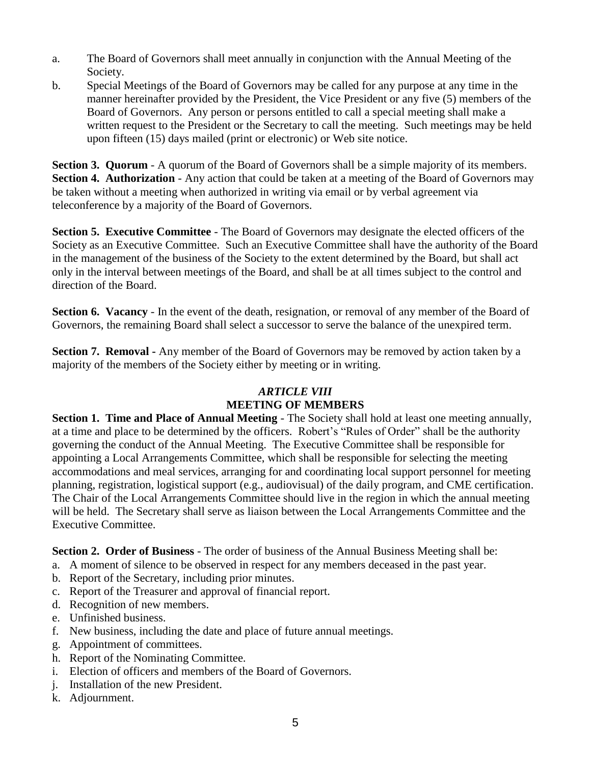a. The Board of Governors shall meet annually in conjunction with the Annual Meeting of the Society.
b. Special Meetings of the Board of Governors may be called for any purpose at any time in the manner hereinafter provided by the President, the Vice President or any five (5) members of the Board of Governors. Any person or persons entitled to call a special meeting shall make a written request to the President or the Secretary to call the meeting. Such meetings may be held upon fifteen (15) days mailed (print or electronic) or Web site notice.

**Section 3. Quorum** - A quorum of the Board of Governors shall be a simple majority of its members.
**Section 4. Authorization** - Any action that could be taken at a meeting of the Board of Governors may be taken without a meeting when authorized in writing via email or by verbal agreement via teleconference by a majority of the Board of Governors.

**Section 5. Executive Committee** - The Board of Governors may designate the elected officers of the Society as an Executive Committee. Such an Executive Committee shall have the authority of the Board in the management of the business of the Society to the extent determined by the Board, but shall act only in the interval between meetings of the Board, and shall be at all times subject to the control and direction of the Board.

**Section 6. Vacancy** - In the event of the death, resignation, or removal of any member of the Board of Governors, the remaining Board shall select a successor to serve the balance of the unexpired term.

**Section 7. Removal -** Any member of the Board of Governors may be removed by action taken by a majority of the members of the Society either by meeting or in writing.

## *ARTICLE VIII*
## MEETING OF MEMBERS

**Section 1. Time and Place of Annual Meeting** - The Society shall hold at least one meeting annually, at a time and place to be determined by the officers. Robert's "Rules of Order" shall be the authority governing the conduct of the Annual Meeting. The Executive Committee shall be responsible for appointing a Local Arrangements Committee, which shall be responsible for selecting the meeting accommodations and meal services, arranging for and coordinating local support personnel for meeting planning, registration, logistical support (e.g., audiovisual) of the daily program, and CME certification. The Chair of the Local Arrangements Committee should live in the region in which the annual meeting will be held. The Secretary shall serve as liaison between the Local Arrangements Committee and the Executive Committee.

**Section 2. Order of Business** - The order of business of the Annual Business Meeting shall be:

a. A moment of silence to be observed in respect for any members deceased in the past year.
b. Report of the Secretary, including prior minutes.
c. Report of the Treasurer and approval of financial report.
d. Recognition of new members.
e. Unfinished business.
f. New business, including the date and place of future annual meetings.
g. Appointment of committees.
h. Report of the Nominating Committee.
i. Election of officers and members of the Board of Governors.
j. Installation of the new President.
k. Adjournment.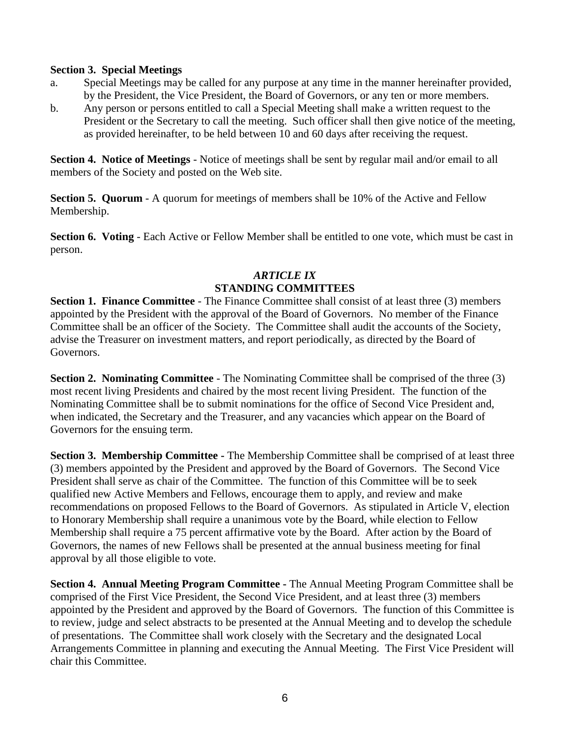**Section 3. Special Meetings**

a. Special Meetings may be called for any purpose at any time in the manner hereinafter provided, by the President, the Vice President, the Board of Governors, or any ten or more members.

b. Any person or persons entitled to call a Special Meeting shall make a written request to the President or the Secretary to call the meeting. Such officer shall then give notice of the meeting, as provided hereinafter, to be held between 10 and 60 days after receiving the request.

**Section 4. Notice of Meetings** - Notice of meetings shall be sent by regular mail and/or email to all members of the Society and posted on the Web site.

**Section 5. Quorum** - A quorum for meetings of members shall be 10% of the Active and Fellow Membership.

**Section 6. Voting** - Each Active or Fellow Member shall be entitled to one vote, which must be cast in person.

## *ARTICLE IX*
## STANDING COMMITTEES

**Section 1. Finance Committee** - The Finance Committee shall consist of at least three (3) members appointed by the President with the approval of the Board of Governors. No member of the Finance Committee shall be an officer of the Society. The Committee shall audit the accounts of the Society, advise the Treasurer on investment matters, and report periodically, as directed by the Board of Governors.

**Section 2. Nominating Committee** - The Nominating Committee shall be comprised of the three (3) most recent living Presidents and chaired by the most recent living President. The function of the Nominating Committee shall be to submit nominations for the office of Second Vice President and, when indicated, the Secretary and the Treasurer, and any vacancies which appear on the Board of Governors for the ensuing term.

**Section 3. Membership Committee -** The Membership Committee shall be comprised of at least three (3) members appointed by the President and approved by the Board of Governors. The Second Vice President shall serve as chair of the Committee. The function of this Committee will be to seek qualified new Active Members and Fellows, encourage them to apply, and review and make recommendations on proposed Fellows to the Board of Governors. As stipulated in Article V, election to Honorary Membership shall require a unanimous vote by the Board, while election to Fellow Membership shall require a 75 percent affirmative vote by the Board. After action by the Board of Governors, the names of new Fellows shall be presented at the annual business meeting for final approval by all those eligible to vote.

**Section 4. Annual Meeting Program Committee -** The Annual Meeting Program Committee shall be comprised of the First Vice President, the Second Vice President, and at least three (3) members appointed by the President and approved by the Board of Governors. The function of this Committee is to review, judge and select abstracts to be presented at the Annual Meeting and to develop the schedule of presentations. The Committee shall work closely with the Secretary and the designated Local Arrangements Committee in planning and executing the Annual Meeting. The First Vice President will chair this Committee.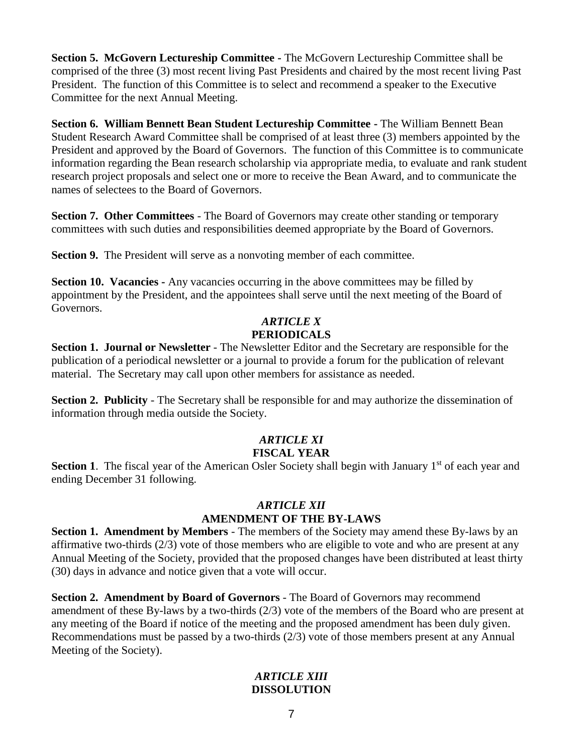**Section 5. McGovern Lectureship Committee -** The McGovern Lectureship Committee shall be comprised of the three (3) most recent living Past Presidents and chaired by the most recent living Past President. The function of this Committee is to select and recommend a speaker to the Executive Committee for the next Annual Meeting.

**Section 6. William Bennett Bean Student Lectureship Committee -** The William Bennett Bean Student Research Award Committee shall be comprised of at least three (3) members appointed by the President and approved by the Board of Governors. The function of this Committee is to communicate information regarding the Bean research scholarship via appropriate media, to evaluate and rank student research project proposals and select one or more to receive the Bean Award, and to communicate the names of selectees to the Board of Governors.

**Section 7. Other Committees** - The Board of Governors may create other standing or temporary committees with such duties and responsibilities deemed appropriate by the Board of Governors.

**Section 9.** The President will serve as a nonvoting member of each committee.

**Section 10. Vacancies -** Any vacancies occurring in the above committees may be filled by appointment by the President, and the appointees shall serve until the next meeting of the Board of Governors.

## *ARTICLE X*
## PERIODICALS

**Section 1. Journal or Newsletter** - The Newsletter Editor and the Secretary are responsible for the publication of a periodical newsletter or a journal to provide a forum for the publication of relevant material. The Secretary may call upon other members for assistance as needed.

**Section 2. Publicity** - The Secretary shall be responsible for and may authorize the dissemination of information through media outside the Society.

## *ARTICLE XI*
## FISCAL YEAR

**Section 1**. The fiscal year of the American Osler Society shall begin with January 1st of each year and ending December 31 following.

## *ARTICLE XII*
## AMENDMENT OF THE BY-LAWS

**Section 1. Amendment by Members** - The members of the Society may amend these By-laws by an affirmative two-thirds (2/3) vote of those members who are eligible to vote and who are present at any Annual Meeting of the Society, provided that the proposed changes have been distributed at least thirty (30) days in advance and notice given that a vote will occur.

**Section 2. Amendment by Board of Governors** - The Board of Governors may recommend amendment of these By-laws by a two-thirds (2/3) vote of the members of the Board who are present at any meeting of the Board if notice of the meeting and the proposed amendment has been duly given. Recommendations must be passed by a two-thirds (2/3) vote of those members present at any Annual Meeting of the Society).

## *ARTICLE XIII*
## DISSOLUTION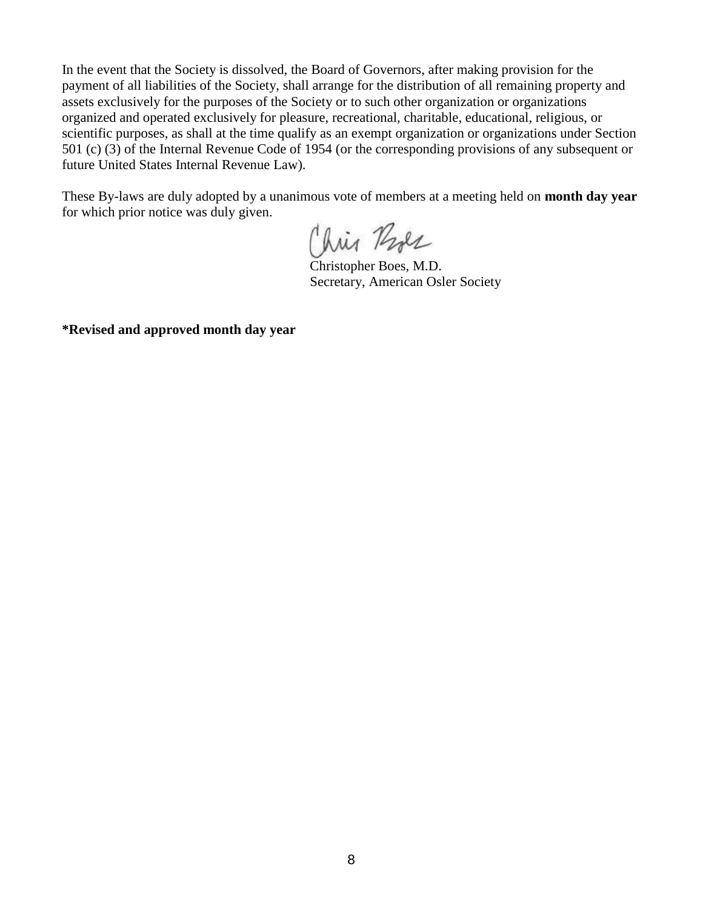In the event that the Society is dissolved, the Board of Governors, after making provision for the payment of all liabilities of the Society, shall arrange for the distribution of all remaining property and assets exclusively for the purposes of the Society or to such other organization or organizations organized and operated exclusively for pleasure, recreational, charitable, educational, religious, or scientific purposes, as shall at the time qualify as an exempt organization or organizations under Section 501 (c) (3) of the Internal Revenue Code of 1954 (or the corresponding provisions of any subsequent or future United States Internal Revenue Law).

These By-laws are duly adopted by a unanimous vote of members at a meeting held on **month day year** for which prior notice was duly given.

Christopher Boes, M.D.
Secretary, American Osler Society

**\*Revised and approved month day year**